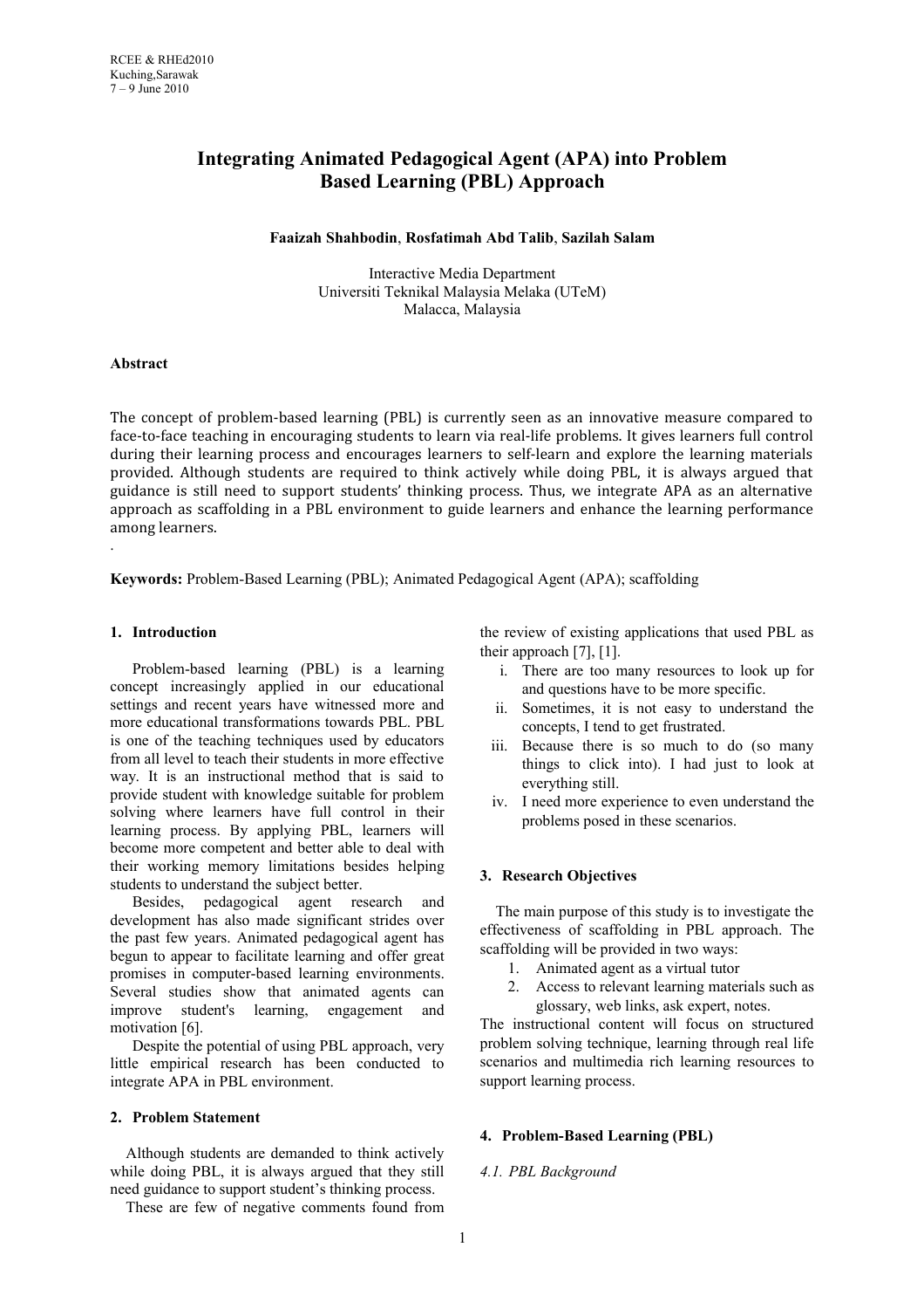# Integrating Animated Pedagogical Agent (APA) into Problem Based Learning (PBL) Approach

**Faaizah Shahbodin**, **Rosfatimah Abd Talib**, **Sazilah Salam**

Interactive Media Department
Universiti Teknikal Malaysia Melaka (UTeM)
Malacca, Malaysia

**Abstract**

The concept of problem-based learning (PBL) is currently seen as an innovative measure compared to face-to-face teaching in encouraging students to learn via real-life problems. It gives learners full control during their learning process and encourages learners to self-learn and explore the learning materials provided. Although students are required to think actively while doing PBL, it is always argued that guidance is still need to support students' thinking process. Thus, we integrate APA as an alternative approach as scaffolding in a PBL environment to guide learners and enhance the learning performance among learners.

.

**Keywords:** Problem-Based Learning (PBL); Animated Pedagogical Agent (APA); scaffolding

## 1. Introduction

Problem-based learning (PBL) is a learning concept increasingly applied in our educational settings and recent years have witnessed more and more educational transformations towards PBL. PBL is one of the teaching techniques used by educators from all level to teach their students in more effective way. It is an instructional method that is said to provide student with knowledge suitable for problem solving where learners have full control in their learning process. By applying PBL, learners will become more competent and better able to deal with their working memory limitations besides helping students to understand the subject better.

Besides, pedagogical agent research and development has also made significant strides over the past few years. Animated pedagogical agent has begun to appear to facilitate learning and offer great promises in computer-based learning environments. Several studies show that animated agents can improve student's learning, engagement and motivation [6].

Despite the potential of using PBL approach, very little empirical research has been conducted to integrate APA in PBL environment.

## 2. Problem Statement

Although students are demanded to think actively while doing PBL, it is always argued that they still need guidance to support student's thinking process.

These are few of negative comments found from the review of existing applications that used PBL as their approach [7], [1].

i. There are too many resources to look up for and questions have to be more specific.
ii. Sometimes, it is not easy to understand the concepts, I tend to get frustrated.
iii. Because there is so much to do (so many things to click into). I had just to look at everything still.
iv. I need more experience to even understand the problems posed in these scenarios.

## 3. Research Objectives

The main purpose of this study is to investigate the effectiveness of scaffolding in PBL approach. The scaffolding will be provided in two ways:

1. Animated agent as a virtual tutor
2. Access to relevant learning materials such as glossary, web links, ask expert, notes.

The instructional content will focus on structured problem solving technique, learning through real life scenarios and multimedia rich learning resources to support learning process.

## 4. Problem-Based Learning (PBL)

### *4.1. PBL Background*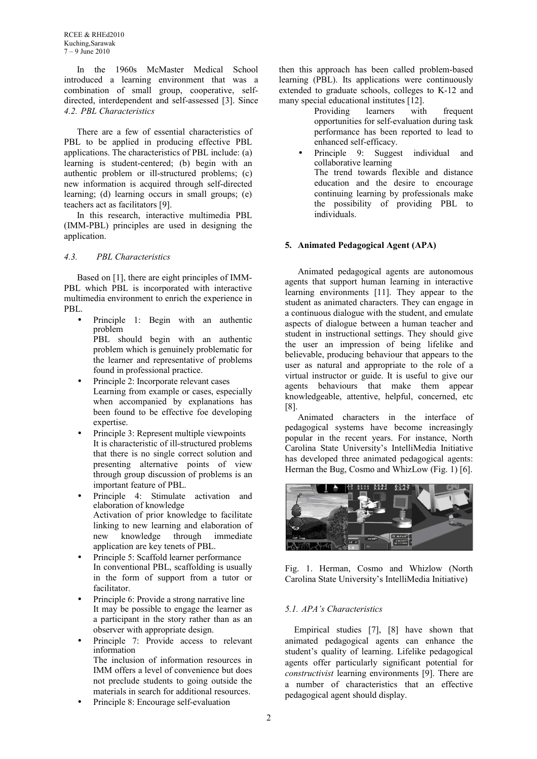In the 1960s McMaster Medical School introduced a learning environment that was a combination of small group, cooperative, self-directed, interdependent and self-assessed [3]. Since then this approach has been called problem-based learning (PBL). Its applications were continuously extended to graduate schools, colleges to K-12 and many special educational institutes [12].

### *4.2. PBL Characteristics*

There are a few of essential characteristics of PBL to be applied in producing effective PBL applications. The characteristics of PBL include: (a) learning is student-centered; (b) begin with an authentic problem or ill-structured problems; (c) new information is acquired through self-directed learning; (d) learning occurs in small groups; (e) teachers act as facilitators [9].

In this research, interactive multimedia PBL (IMM-PBL) principles are used in designing the application.

### *4.3. PBL Characteristics*

Based on [1], there are eight principles of IMM-PBL which PBL is incorporated with interactive multimedia environment to enrich the experience in PBL.

- Principle 1: Begin with an authentic problem
  PBL should begin with an authentic problem which is genuinely problematic for the learner and representative of problems found in professional practice.
- Principle 2: Incorporate relevant cases
  Learning from example or cases, especially when accompanied by explanations has been found to be effective foe developing expertise.
- Principle 3: Represent multiple viewpoints
  It is characteristic of ill-structured problems that there is no single correct solution and presenting alternative points of view through group discussion of problems is an important feature of PBL.
- Principle 4: Stimulate activation and elaboration of knowledge
  Activation of prior knowledge to facilitate linking to new learning and elaboration of new knowledge through immediate application are key tenets of PBL.
- Principle 5: Scaffold learner performance
  In conventional PBL, scaffolding is usually in the form of support from a tutor or facilitator.
- Principle 6: Provide a strong narrative line
  It may be possible to engage the learner as a participant in the story rather than as an observer with appropriate design.
- Principle 7: Provide access to relevant information
  The inclusion of information resources in IMM offers a level of convenience but does not preclude students to going outside the materials in search for additional resources.
- Principle 8: Encourage self-evaluation
  Providing learners with frequent opportunities for self-evaluation during task performance has been reported to lead to enhanced self-efficacy.
- Principle 9: Suggest individual and collaborative learning
  The trend towards flexible and distance education and the desire to encourage continuing learning by professionals make the possibility of providing PBL to individuals.

## 5. Animated Pedagogical Agent (APA)

Animated pedagogical agents are autonomous agents that support human learning in interactive learning environments [11]. They appear to the student as animated characters. They can engage in a continuous dialogue with the student, and emulate aspects of dialogue between a human teacher and student in instructional settings. They should give the user an impression of being lifelike and believable, producing behaviour that appears to the user as natural and appropriate to the role of a virtual instructor or guide. It is useful to give our agents behaviours that make them appear knowledgeable, attentive, helpful, concerned, etc [8].

Animated characters in the interface of pedagogical systems have become increasingly popular in the recent years. For instance, North Carolina State University's IntelliMedia Initiative has developed three animated pedagogical agents: Herman the Bug, Cosmo and WhizLow (Fig. 1) [6].

Fig. 1. Herman, Cosmo and Whizlow (North Carolina State University's IntelliMedia Initiative)

### *5.1. APA's Characteristics*

Empirical studies [7], [8] have shown that animated pedagogical agents can enhance the student's quality of learning. Lifelike pedagogical agents offer particularly significant potential for *constructivist* learning environments [9]. There are a number of characteristics that an effective pedagogical agent should display.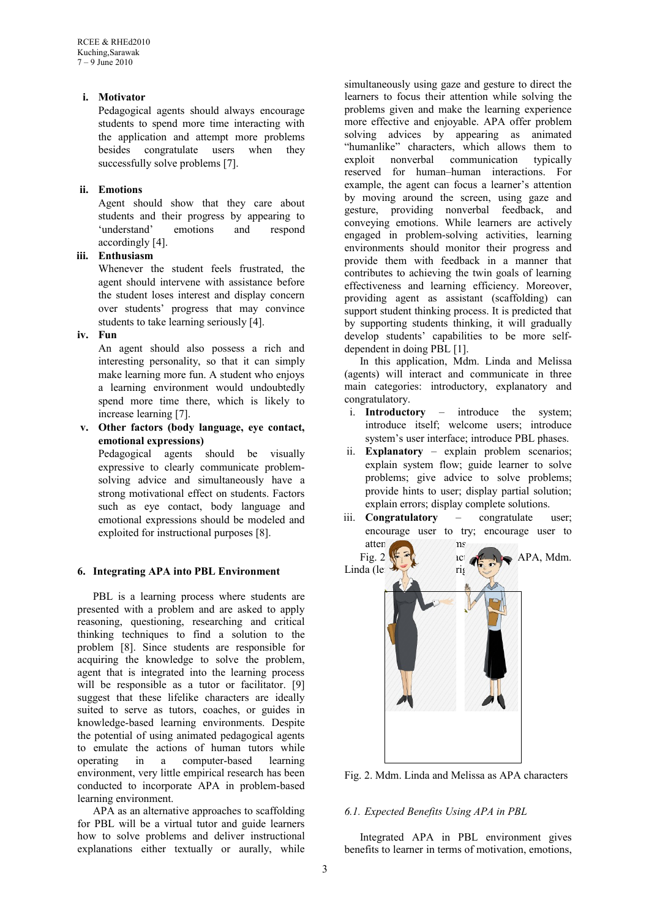i. **Motivator**
 Pedagogical agents should always encourage students to spend more time interacting with the application and attempt more problems besides congratulate users when they successfully solve problems [7].

ii. **Emotions**
 Agent should show that they care about students and their progress by appearing to 'understand' emotions and respond accordingly [4].

iii. **Enthusiasm**
 Whenever the student feels frustrated, the agent should intervene with assistance before the student loses interest and display concern over students' progress that may convince students to take learning seriously [4].

iv. **Fun**
 An agent should also possess a rich and interesting personality, so that it can simply make learning more fun. A student who enjoys a learning environment would undoubtedly spend more time there, which is likely to increase learning [7].

v. **Other factors (body language, eye contact, emotional expressions)**
 Pedagogical agents should be visually expressive to clearly communicate problem-solving advice and simultaneously have a strong motivational effect on students. Factors such as eye contact, body language and emotional expressions should be modeled and exploited for instructional purposes [8].

## 6. Integrating APA into PBL Environment

PBL is a learning process where students are presented with a problem and are asked to apply reasoning, questioning, researching and critical thinking techniques to find a solution to the problem [8]. Since students are responsible for acquiring the knowledge to solve the problem, agent that is integrated into the learning process will be responsible as a tutor or facilitator. [9] suggest that these lifelike characters are ideally suited to serve as tutors, coaches, or guides in knowledge-based learning environments. Despite the potential of using animated pedagogical agents to emulate the actions of human tutors while operating in a computer-based learning environment, very little empirical research has been conducted to incorporate APA in problem-based learning environment.

APA as an alternative approaches to scaffolding for PBL will be a virtual tutor and guide learners how to solve problems and deliver instructional explanations either textually or aurally, while simultaneously using gaze and gesture to direct the learners to focus their attention while solving the problems given and make the learning experience more effective and enjoyable. APA offer problem solving advices by appearing as animated "humanlike" characters, which allows them to exploit nonverbal communication typically reserved for human–human interactions. For example, the agent can focus a learner's attention by moving around the screen, using gaze and gesture, providing nonverbal feedback, and conveying emotions. While learners are actively engaged in problem-solving activities, learning environments should monitor their progress and provide them with feedback in a manner that contributes to achieving the twin goals of learning effectiveness and learning efficiency. Moreover, providing agent as assistant (scaffolding) can support student thinking process. It is predicted that by supporting students thinking, it will gradually develop students' capabilities to be more self-dependent in doing PBL [1].

In this application, Mdm. Linda and Melissa (agents) will interact and communicate in three main categories: introductory, explanatory and congratulatory.

i. **Introductory** – introduce the system; introduce itself; welcome users; introduce system's user interface; introduce PBL phases.
ii. **Explanatory** – explain problem scenarios; explain system flow; guide learner to solve problems; give advice to solve problems; provide hints to user; display partial solution; explain errors; display complete solutions.
iii. **Congratulatory** – congratulate user; encourage user to try; encourage user to atten... ns

Fig. 2 ... ac... APA, Mdm. Linda (le... ri...

Fig. 2. Mdm. Linda and Melissa as APA characters

### *6.1. Expected Benefits Using APA in PBL*

Integrated APA in PBL environment gives benefits to learner in terms of motivation, emotions,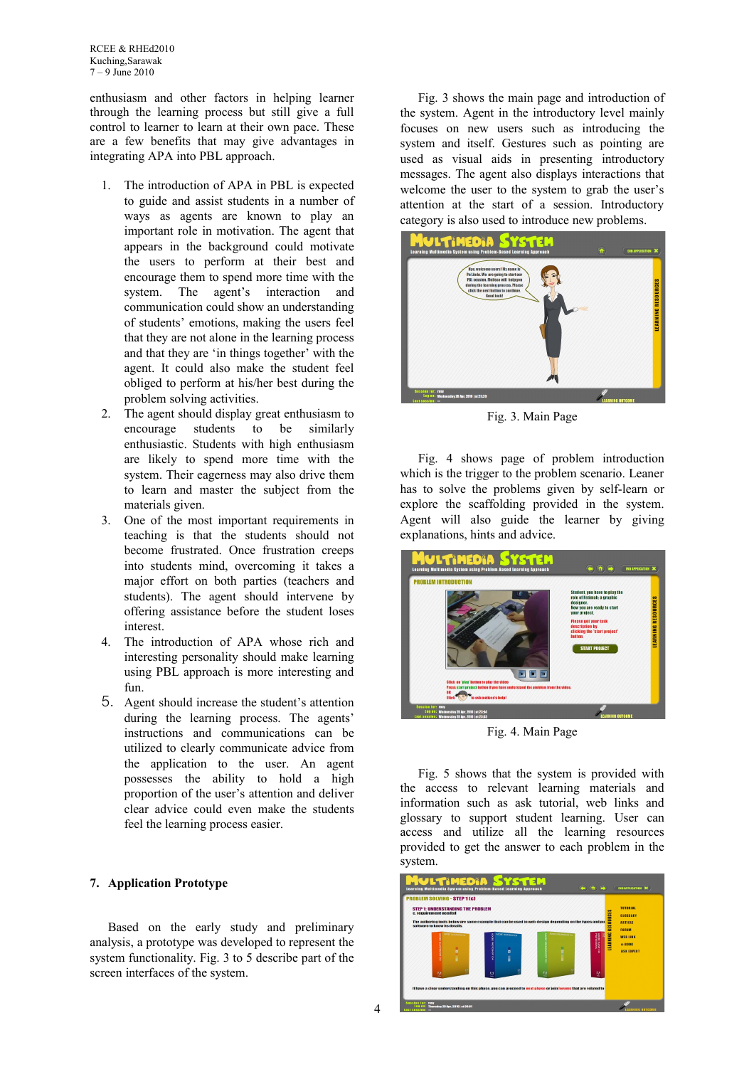enthusiasm and other factors in helping learner through the learning process but still give a full control to learner to learn at their own pace. These are a few benefits that may give advantages in integrating APA into PBL approach.

1. The introduction of APA in PBL is expected to guide and assist students in a number of ways as agents are known to play an important role in motivation. The agent that appears in the background could motivate the users to perform at their best and encourage them to spend more time with the system. The agent's interaction and communication could show an understanding of students' emotions, making the users feel that they are not alone in the learning process and that they are 'in things together' with the agent. It could also make the student feel obliged to perform at his/her best during the problem solving activities.
2. The agent should display great enthusiasm to encourage students to be similarly enthusiastic. Students with high enthusiasm are likely to spend more time with the system. Their eagerness may also drive them to learn and master the subject from the materials given.
3. One of the most important requirements in teaching is that the students should not become frustrated. Once frustration creeps into students mind, overcoming it takes a major effort on both parties (teachers and students). The agent should intervene by offering assistance before the student loses interest.
4. The introduction of APA whose rich and interesting personality should make learning using PBL approach is more interesting and fun.
5. Agent should increase the student's attention during the learning process. The agents' instructions and communications can be utilized to clearly communicate advice from the application to the user. An agent possesses the ability to hold a high proportion of the user's attention and deliver clear advice could even make the students feel the learning process easier.

## 7. Application Prototype

Based on the early study and preliminary analysis, a prototype was developed to represent the system functionality. Fig. 3 to 5 describe part of the screen interfaces of the system.

Fig. 3 shows the main page and introduction of the system. Agent in the introductory level mainly focuses on new users such as introducing the system and itself. Gestures such as pointing are used as visual aids in presenting introductory messages. The agent also displays interactions that welcome the user to the system to grab the user's attention at the start of a session. Introductory category is also used to introduce new problems.

Fig. 3. Main Page

Fig. 4 shows page of problem introduction which is the trigger to the problem scenario. Leaner has to solve the problems given by self-learn or explore the scaffolding provided in the system. Agent will also guide the learner by giving explanations, hints and advice.

Fig. 4. Main Page

Fig. 5 shows that the system is provided with the access to relevant learning materials and information such as ask tutorial, web links and glossary to support student learning. User can access and utilize all the learning resources provided to get the answer to each problem in the system.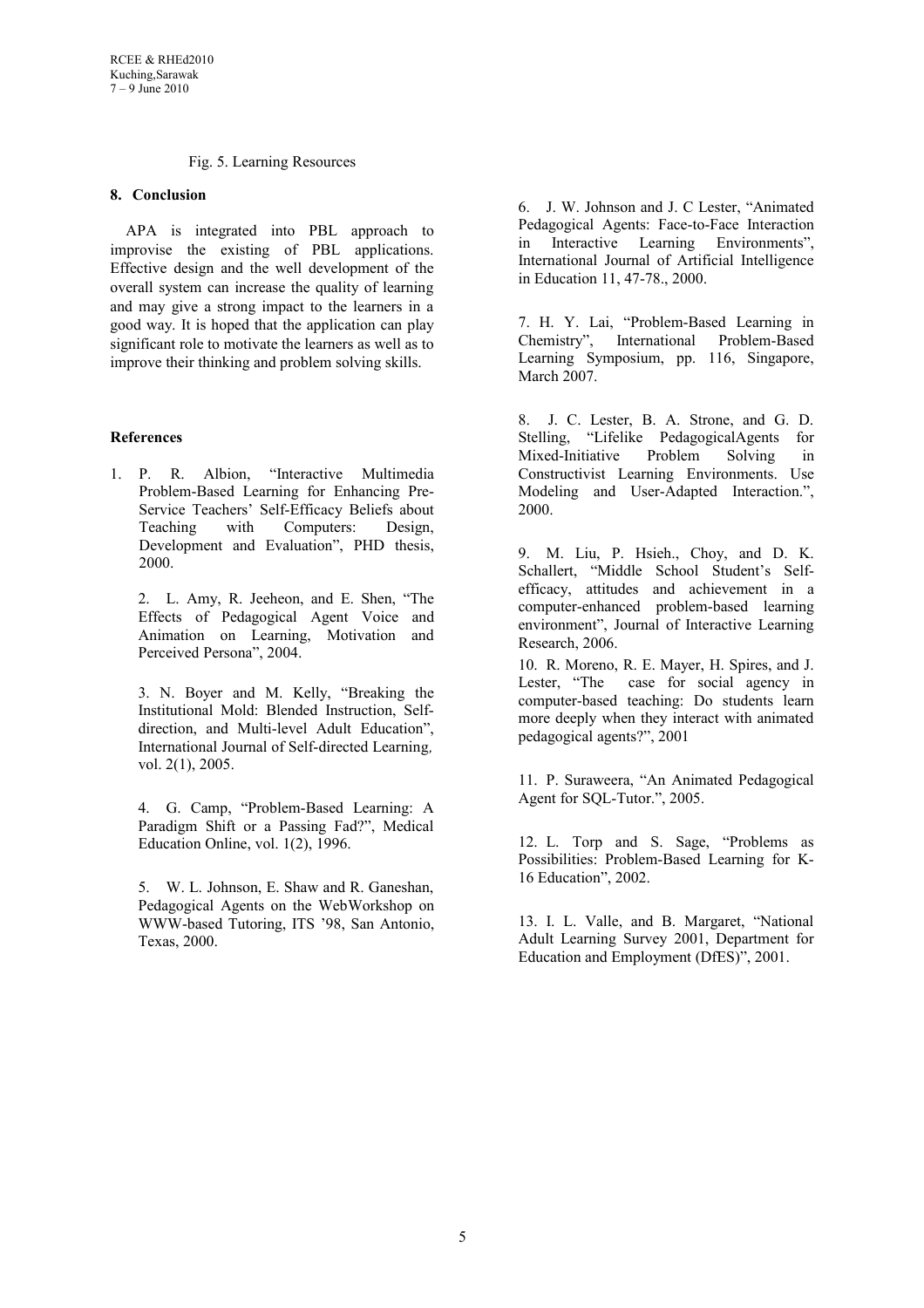Fig. 5. Learning Resources

## 8. Conclusion

APA is integrated into PBL approach to improvise the existing of PBL applications. Effective design and the well development of the overall system can increase the quality of learning and may give a strong impact to the learners in a good way. It is hoped that the application can play significant role to motivate the learners as well as to improve their thinking and problem solving skills.

## References

1. P. R. Albion, "Interactive Multimedia Problem-Based Learning for Enhancing Pre-Service Teachers' Self-Efficacy Beliefs about Teaching with Computers: Design, Development and Evaluation", PHD thesis, 2000.

2. L. Amy, R. Jeeheon, and E. Shen, "The Effects of Pedagogical Agent Voice and Animation on Learning, Motivation and Perceived Persona", 2004.

3. N. Boyer and M. Kelly, "Breaking the Institutional Mold: Blended Instruction, Self-direction, and Multi-level Adult Education", International Journal of Self-directed Learning, vol. 2(1), 2005.

4. G. Camp, "Problem-Based Learning: A Paradigm Shift or a Passing Fad?", Medical Education Online, vol. 1(2), 1996.

5. W. L. Johnson, E. Shaw and R. Ganeshan, Pedagogical Agents on the WebWorkshop on WWW-based Tutoring, ITS '98, San Antonio, Texas, 2000.

6. J. W. Johnson and J. C Lester, "Animated Pedagogical Agents: Face-to-Face Interaction in Interactive Learning Environments", International Journal of Artificial Intelligence in Education 11, 47-78., 2000.

7. H. Y. Lai, "Problem-Based Learning in Chemistry", International Problem-Based Learning Symposium, pp. 116, Singapore, March 2007.

8. J. C. Lester, B. A. Strone, and G. D. Stelling, "Lifelike PedagogicalAgents for Mixed-Initiative Problem Solving in Constructivist Learning Environments. Use Modeling and User-Adapted Interaction.", 2000.

9. M. Liu, P. Hsieh., Choy, and D. K. Schallert, "Middle School Student's Self-efficacy, attitudes and achievement in a computer-enhanced problem-based learning environment", Journal of Interactive Learning Research, 2006.

10. R. Moreno, R. E. Mayer, H. Spires, and J. Lester, "The case for social agency in computer-based teaching: Do students learn more deeply when they interact with animated pedagogical agents?", 2001

11. P. Suraweera, "An Animated Pedagogical Agent for SQL-Tutor.", 2005.

12. L. Torp and S. Sage, "Problems as Possibilities: Problem-Based Learning for K-16 Education", 2002.

13. I. L. Valle, and B. Margaret, "National Adult Learning Survey 2001, Department for Education and Employment (DfES)", 2001.